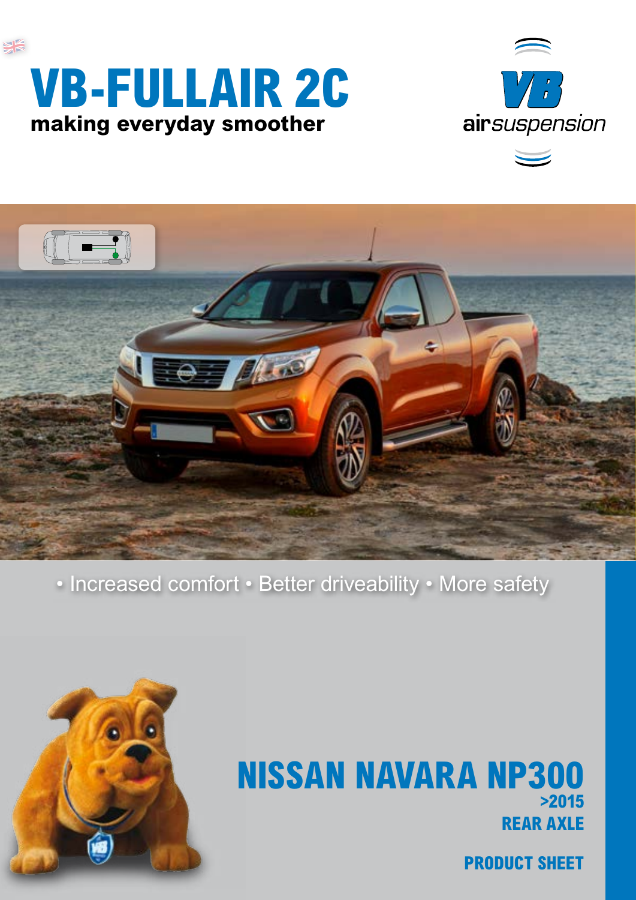# VB-FULLAIR 2C

**making everyday smoother**

VB airsuspension

• Increased comfort • Better driveability • More safety

## NISSAN NAVARA NP300

**>2015**

**REAR AXLE**

**PRODUCT SHEET**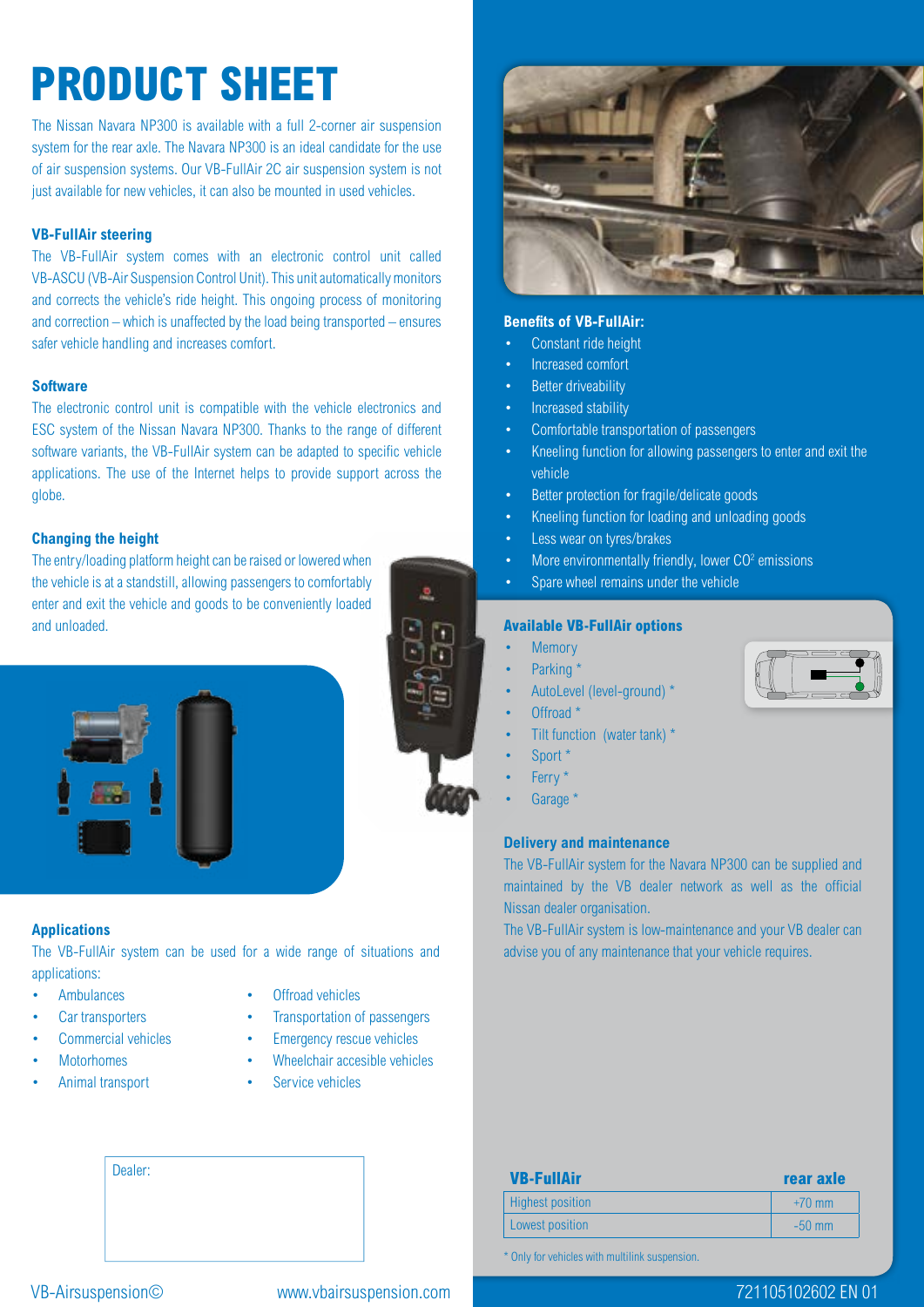# PRODUCT SHEET

The Nissan Navara NP300 is available with a full 2-corner air suspension system for the rear axle. The Navara NP300 is an ideal candidate for the use of air suspension systems. Our VB-FullAir 2C air suspension system is not just available for new vehicles, it can also be mounted in used vehicles.

### VB-FullAir steering

The VB-FullAir system comes with an electronic control unit called VB-ASCU (VB-Air Suspension Control Unit). This unit automatically monitors and corrects the vehicle's ride height. This ongoing process of monitoring and correction – which is unaffected by the load being transported – ensures safer vehicle handling and increases comfort.

### Software

The electronic control unit is compatible with the vehicle electronics and ESC system of the Nissan Navara NP300. Thanks to the range of different software variants, the VB-FullAir system can be adapted to specific vehicle applications. The use of the Internet helps to provide support across the globe.

### Changing the height

The entry/loading platform height can be raised or lowered when the vehicle is at a standstill, allowing passengers to comfortably enter and exit the vehicle and goods to be conveniently loaded and unloaded.

### Applications

The VB-FullAir system can be used for a wide range of situations and applications:

- Ambulances
- Car transporters
- Commercial vehicles
- Motorhomes
- Animal transport
- Offroad vehicles
- Transportation of passengers
- Emergency rescue vehicles
- Wheelchair accesible vehicles
- Service vehicles

Dealer:

### Benefits of VB-FullAir:

- Constant ride height
- Increased comfort
- Better driveability
- Increased stability
- Comfortable transportation of passengers
- Kneeling function for allowing passengers to enter and exit the vehicle
- Better protection for fragile/delicate goods
- Kneeling function for loading and unloading goods
- Less wear on tyres/brakes
- More environmentally friendly, lower $CO^2$ emissions
- Spare wheel remains under the vehicle

### Available VB-FullAir options

- Memory
- Parking *
- AutoLevel (level-ground) *
- Offroad *
- Tilt function (water tank) *
- Sport *
- Ferry *
- Garage *

### Delivery and maintenance

The VB-FullAir system for the Navara NP300 can be supplied and maintained by the VB dealer network as well as the official Nissan dealer organisation.

The VB-FullAir system is low-maintenance and your VB dealer can advise you of any maintenance that your vehicle requires.

| VB-FullAir | rear axle |
|---|---|
| Highest position | +70 mm |
| Lowest position | -50 mm |

\* Only for vehicles with multilink suspension.

VB-Airsuspension© www.vbairsuspension.com 721105102602 EN 01